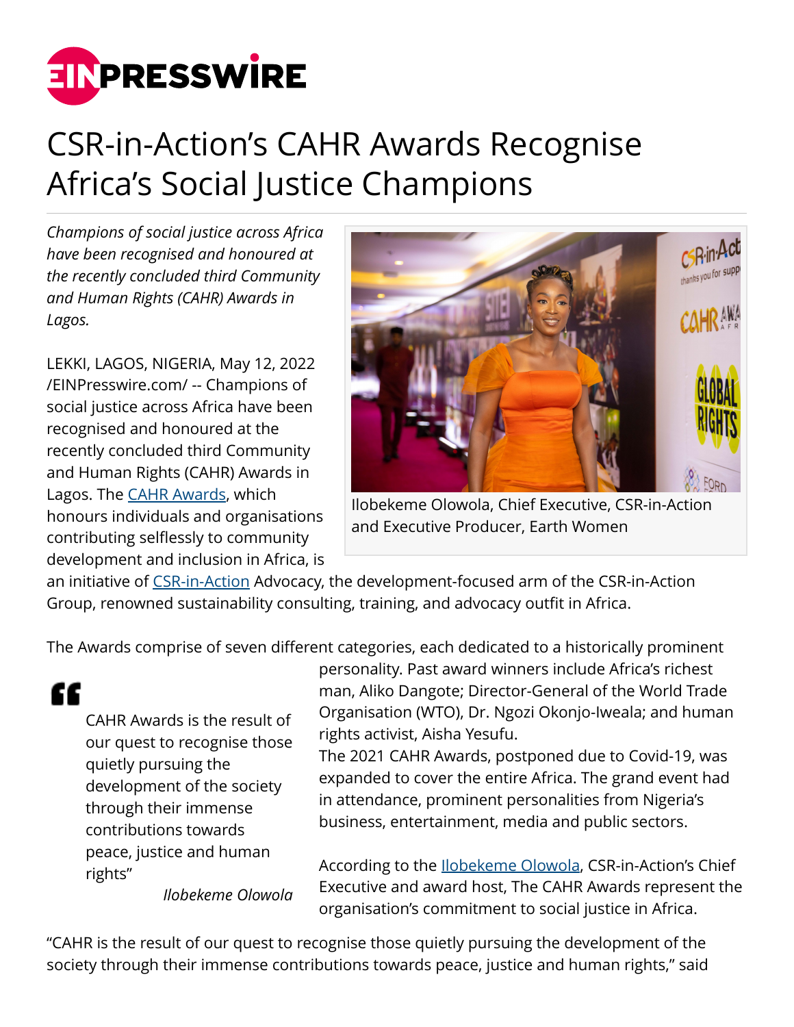# CSR-in-Action's CAHR Awards Recognise Africa's Social Justice Champions

*Champions of social justice across Africa have been recognised and honoured at the recently concluded third Community and Human Rights (CAHR) Awards in Lagos.*

Ilobekeme Olowola, Chief Executive, CSR-in-Action and Executive Producer, Earth Women

LEKKI, LAGOS, NIGERIA, May 12, 2022 /EINPresswire.com/ -- Champions of social justice across Africa have been recognised and honoured at the recently concluded third Community and Human Rights (CAHR) Awards in Lagos. The CAHR Awards, which honours individuals and organisations contributing selflessly to community development and inclusion in Africa, is an initiative of CSR-in-Action Advocacy, the development-focused arm of the CSR-in-Action Group, renowned sustainability consulting, training, and advocacy outfit in Africa.

> CAHR Awards is the result of our quest to recognise those quietly pursuing the development of the society through their immense contributions towards peace, justice and human rights"
>
> *Ilobekeme Olowola*

The Awards comprise of seven different categories, each dedicated to a historically prominent personality. Past award winners include Africa's richest man, Aliko Dangote; Director-General of the World Trade Organisation (WTO), Dr. Ngozi Okonjo-Iweala; and human rights activist, Aisha Yesufu.

The 2021 CAHR Awards, postponed due to Covid-19, was expanded to cover the entire Africa. The grand event had in attendance, prominent personalities from Nigeria's business, entertainment, media and public sectors.

According to the Ilobekeme Olowola, CSR-in-Action's Chief Executive and award host, The CAHR Awards represent the organisation's commitment to social justice in Africa.

"CAHR is the result of our quest to recognise those quietly pursuing the development of the society through their immense contributions towards peace, justice and human rights," said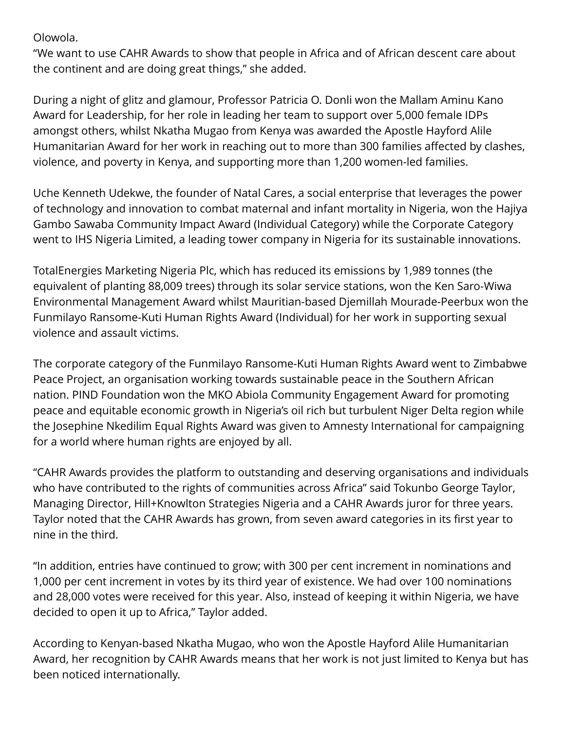Olowola.

"We want to use CAHR Awards to show that people in Africa and of African descent care about the continent and are doing great things," she added.

During a night of glitz and glamour, Professor Patricia O. Donli won the Mallam Aminu Kano Award for Leadership, for her role in leading her team to support over 5,000 female IDPs amongst others, whilst Nkatha Mugao from Kenya was awarded the Apostle Hayford Alile Humanitarian Award for her work in reaching out to more than 300 families affected by clashes, violence, and poverty in Kenya, and supporting more than 1,200 women-led families.

Uche Kenneth Udekwe, the founder of Natal Cares, a social enterprise that leverages the power of technology and innovation to combat maternal and infant mortality in Nigeria, won the Hajiya Gambo Sawaba Community Impact Award (Individual Category) while the Corporate Category went to IHS Nigeria Limited, a leading tower company in Nigeria for its sustainable innovations.

TotalEnergies Marketing Nigeria Plc, which has reduced its emissions by 1,989 tonnes (the equivalent of planting 88,009 trees) through its solar service stations, won the Ken Saro-Wiwa Environmental Management Award whilst Mauritian-based Djemillah Mourade-Peerbux won the Funmilayo Ransome-Kuti Human Rights Award (Individual) for her work in supporting sexual violence and assault victims.

The corporate category of the Funmilayo Ransome-Kuti Human Rights Award went to Zimbabwe Peace Project, an organisation working towards sustainable peace in the Southern African nation. PIND Foundation won the MKO Abiola Community Engagement Award for promoting peace and equitable economic growth in Nigeria's oil rich but turbulent Niger Delta region while the Josephine Nkedilim Equal Rights Award was given to Amnesty International for campaigning for a world where human rights are enjoyed by all.

"CAHR Awards provides the platform to outstanding and deserving organisations and individuals who have contributed to the rights of communities across Africa" said Tokunbo George Taylor, Managing Director, Hill+Knowlton Strategies Nigeria and a CAHR Awards juror for three years. Taylor noted that the CAHR Awards has grown, from seven award categories in its first year to nine in the third.

"In addition, entries have continued to grow; with 300 per cent increment in nominations and 1,000 per cent increment in votes by its third year of existence. We had over 100 nominations and 28,000 votes were received for this year. Also, instead of keeping it within Nigeria, we have decided to open it up to Africa," Taylor added.

According to Kenyan-based Nkatha Mugao, who won the Apostle Hayford Alile Humanitarian Award, her recognition by CAHR Awards means that her work is not just limited to Kenya but has been noticed internationally.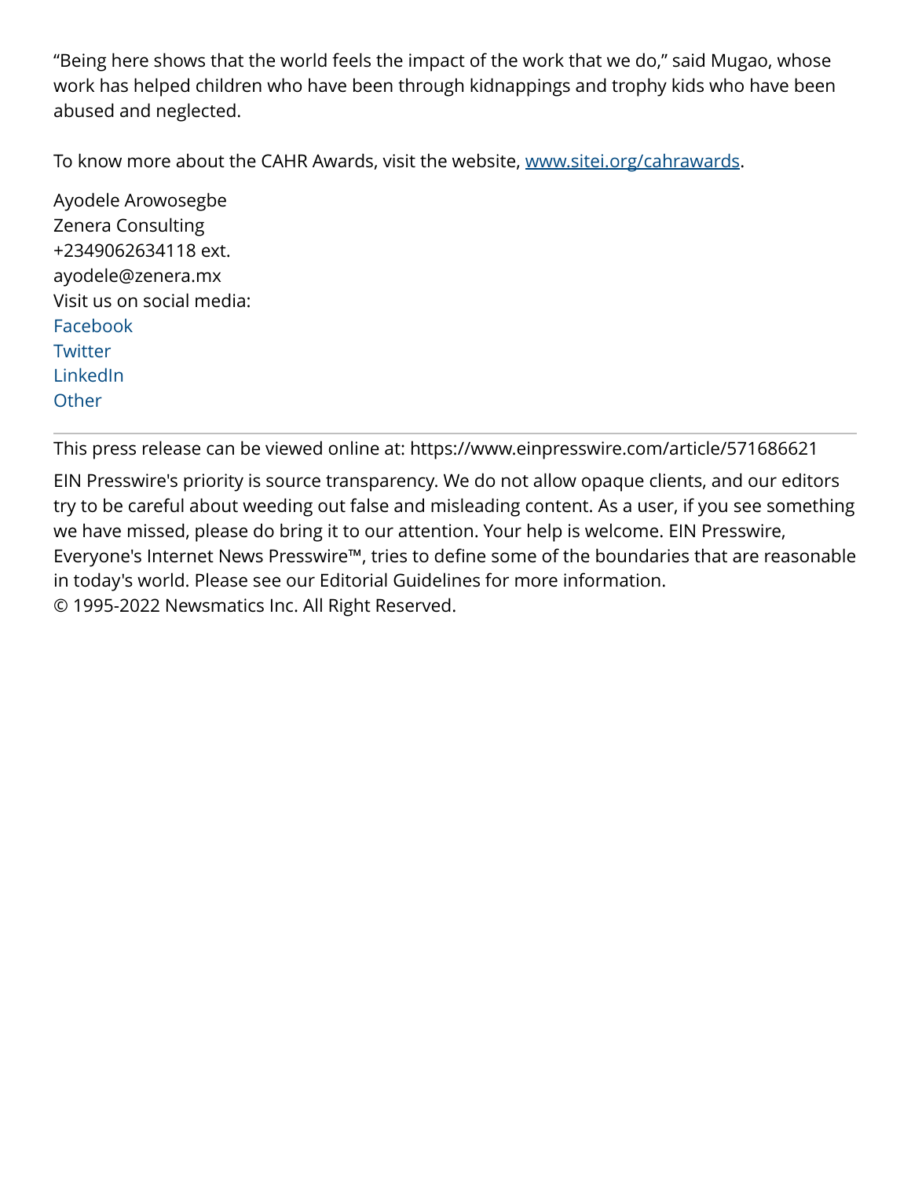"Being here shows that the world feels the impact of the work that we do," said Mugao, whose work has helped children who have been through kidnappings and trophy kids who have been abused and neglected.

To know more about the CAHR Awards, visit the website, [www.sitei.org/cahrawards](www.sitei.org/cahrawards).

Ayodele Arowosegbe
Zenera Consulting
+2349062634118 ext.
ayodele@zenera.mx
Visit us on social media:
Facebook
Twitter
LinkedIn
Other

---

This press release can be viewed online at: https://www.einpresswire.com/article/571686621

EIN Presswire's priority is source transparency. We do not allow opaque clients, and our editors try to be careful about weeding out false and misleading content. As a user, if you see something we have missed, please do bring it to our attention. Your help is welcome. EIN Presswire, Everyone's Internet News Presswire™, tries to define some of the boundaries that are reasonable in today's world. Please see our Editorial Guidelines for more information.
© 1995-2022 Newsmatics Inc. All Right Reserved.